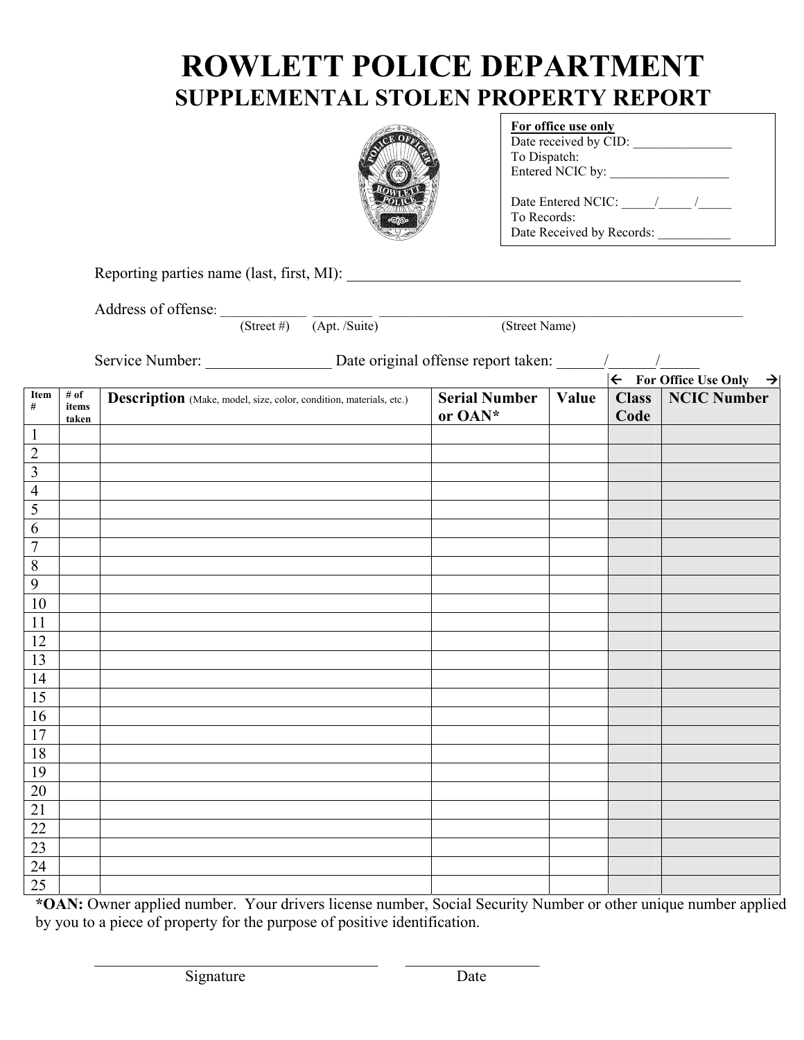# ROWLETT POLICE DEPARTMENT
## SUPPLEMENTAL STOLEN PROPERTY REPORT

**For office use only**
Date received by CID: _______________
To Dispatch:
Entered NCIC by: __________________

Date Entered NCIC: _____/_____ /_____
To Records:
Date Received by Records: ___________

Reporting parties name (last, first, MI): _____________________________________________________

Address of offense: ___________ ________ _______________________________________________
(Street #) (Apt. /Suite) (Street Name)

Service Number: ________________ Date original offense report taken: ______/______/_____

| Item # | # of items taken | **Description** (Make, model, size, color, condition, materials, etc.) | **Serial Number or OAN*** | **Value** | **Class Code** (For Office Use Only) | **NCIC Number** (For Office Use Only) |
|---|---|---|---|---|---|---|
| 1 | | | | | | |
| 2 | | | | | | |
| 3 | | | | | | |
| 4 | | | | | | |
| 5 | | | | | | |
| 6 | | | | | | |
| 7 | | | | | | |
| 8 | | | | | | |
| 9 | | | | | | |
| 10 | | | | | | |
| 11 | | | | | | |
| 12 | | | | | | |
| 13 | | | | | | |
| 14 | | | | | | |
| 15 | | | | | | |
| 16 | | | | | | |
| 17 | | | | | | |
| 18 | | | | | | |
| 19 | | | | | | |
| 20 | | | | | | |
| 21 | | | | | | |
| 22 | | | | | | |
| 23 | | | | | | |
| 24 | | | | | | |
| 25 | | | | | | |

***OAN:** Owner applied number. Your drivers license number, Social Security Number or other unique number applied by you to a piece of property for the purpose of positive identification.

_____________________________________ __________________
Signature Date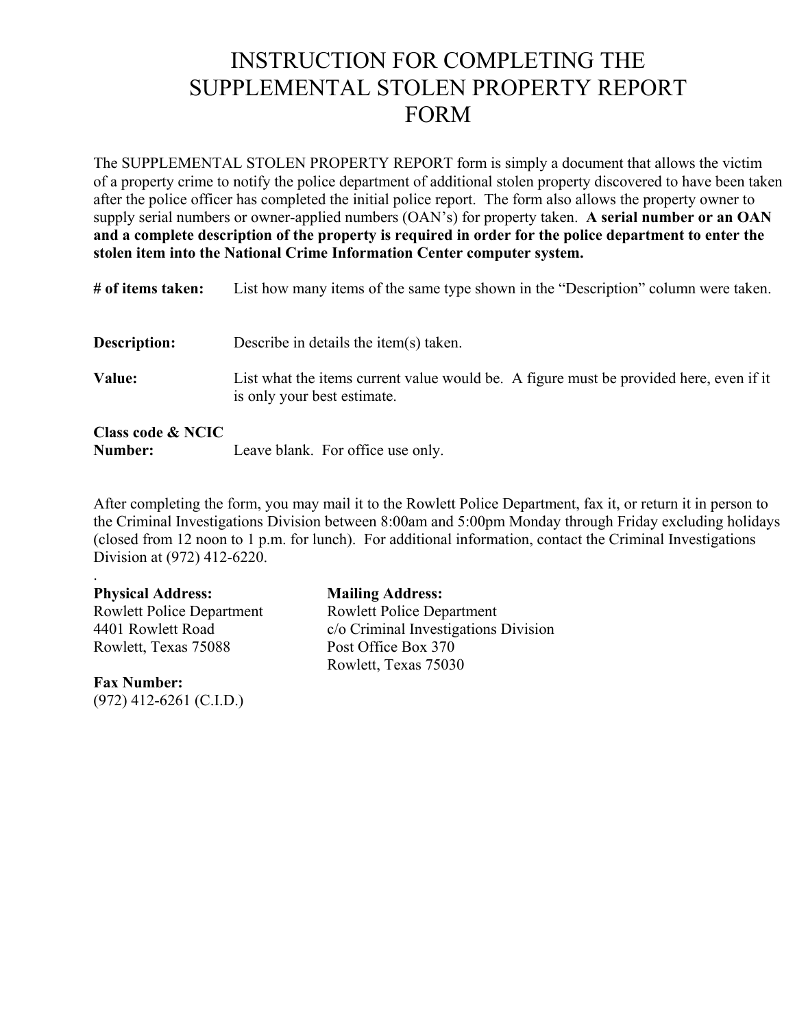# INSTRUCTION FOR COMPLETING THE SUPPLEMENTAL STOLEN PROPERTY REPORT FORM

The SUPPLEMENTAL STOLEN PROPERTY REPORT form is simply a document that allows the victim of a property crime to notify the police department of additional stolen property discovered to have been taken after the police officer has completed the initial police report. The form also allows the property owner to supply serial numbers or owner-applied numbers (OAN's) for property taken. **A serial number or an OAN and a complete description of the property is required in order for the police department to enter the stolen item into the National Crime Information Center computer system.**

**# of items taken:** List how many items of the same type shown in the "Description" column were taken.

**Description:** Describe in details the item(s) taken.

**Value:** List what the items current value would be. A figure must be provided here, even if it is only your best estimate.

**Class code & NCIC Number:** Leave blank. For office use only.

After completing the form, you may mail it to the Rowlett Police Department, fax it, or return it in person to the Criminal Investigations Division between 8:00am and 5:00pm Monday through Friday excluding holidays (closed from 12 noon to 1 p.m. for lunch). For additional information, contact the Criminal Investigations Division at (972) 412-6220.

.

**Physical Address:**
Rowlett Police Department
4401 Rowlett Road
Rowlett, Texas 75088

**Mailing Address:**
Rowlett Police Department
c/o Criminal Investigations Division
Post Office Box 370
Rowlett, Texas 75030

**Fax Number:**
(972) 412-6261 (C.I.D.)